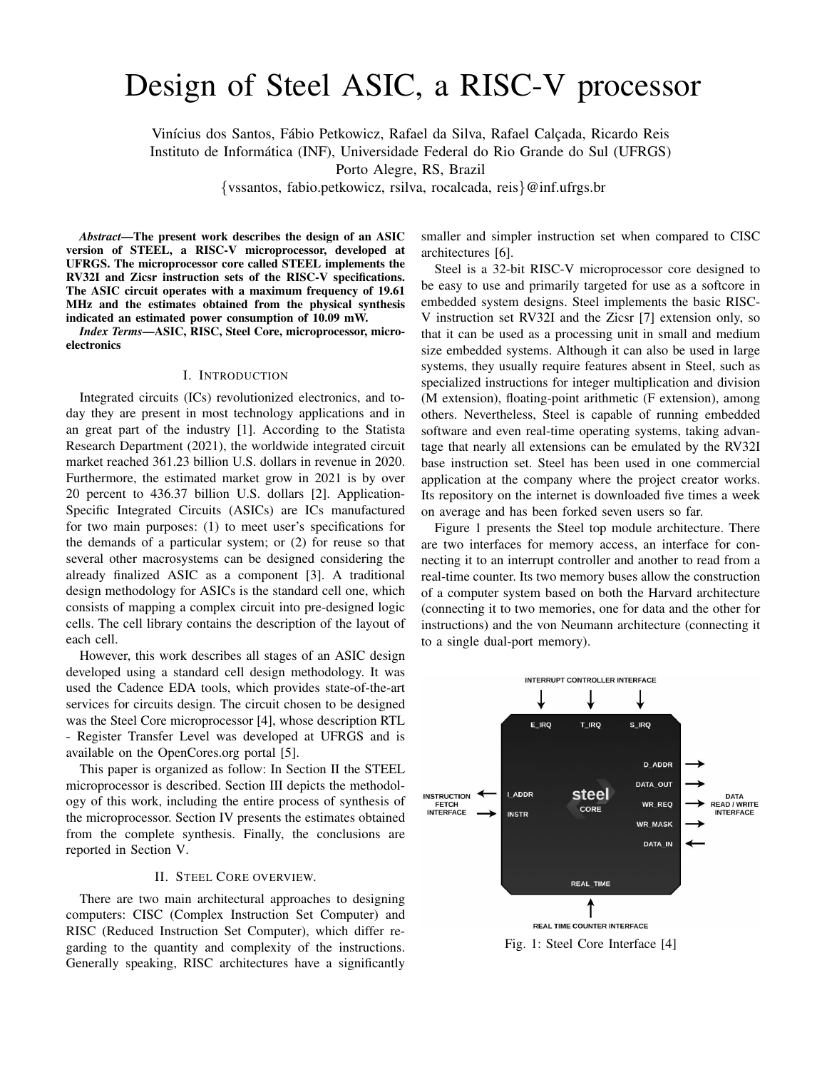# Design of Steel ASIC, a RISC-V processor

Vinícius dos Santos, Fábio Petkowicz, Rafael da Silva, Rafael Calçada, Ricardo Reis
Instituto de Informática (INF), Universidade Federal do Rio Grande do Sul (UFRGS)
Porto Alegre, RS, Brazil
{vssantos, fabio.petkowicz, rsilva, rocalcada, reis}@inf.ufrgs.br

***Abstract*—The present work describes the design of an ASIC version of STEEL, a RISC-V microprocessor, developed at UFRGS. The microprocessor core called STEEL implements the RV32I and Zicsr instruction sets of the RISC-V specifications. The ASIC circuit operates with a maximum frequency of 19.61 MHz and the estimates obtained from the physical synthesis indicated an estimated power consumption of 10.09 mW.**

***Index Terms*—ASIC, RISC, Steel Core, microprocessor, microelectronics**

## I. Introduction

Integrated circuits (ICs) revolutionized electronics, and today they are present in most technology applications and in an great part of the industry [1]. According to the Statista Research Department (2021), the worldwide integrated circuit market reached 361.23 billion U.S. dollars in revenue in 2020. Furthermore, the estimated market grow in 2021 is by over 20 percent to 436.37 billion U.S. dollars [2]. Application-Specific Integrated Circuits (ASICs) are ICs manufactured for two main purposes: (1) to meet user's specifications for the demands of a particular system; or (2) for reuse so that several other macrosystems can be designed considering the already finalized ASIC as a component [3]. A traditional design methodology for ASICs is the standard cell one, which consists of mapping a complex circuit into pre-designed logic cells. The cell library contains the description of the layout of each cell.

However, this work describes all stages of an ASIC design developed using a standard cell design methodology. It was used the Cadence EDA tools, which provides state-of-the-art services for circuits design. The circuit chosen to be designed was the Steel Core microprocessor [4], whose description RTL - Register Transfer Level was developed at UFRGS and is available on the OpenCores.org portal [5].

This paper is organized as follow: In Section II the STEEL microprocessor is described. Section III depicts the methodology of this work, including the entire process of synthesis of the microprocessor. Section IV presents the estimates obtained from the complete synthesis. Finally, the conclusions are reported in Section V.

## II. Steel Core overview.

There are two main architectural approaches to designing computers: CISC (Complex Instruction Set Computer) and RISC (Reduced Instruction Set Computer), which differ regarding to the quantity and complexity of the instructions. Generally speaking, RISC architectures have a significantly smaller and simpler instruction set when compared to CISC architectures [6].

Steel is a 32-bit RISC-V microprocessor core designed to be easy to use and primarily targeted for use as a softcore in embedded system designs. Steel implements the basic RISC-V instruction set RV32I and the Zicsr [7] extension only, so that it can be used as a processing unit in small and medium size embedded systems. Although it can also be used in large systems, they usually require features absent in Steel, such as specialized instructions for integer multiplication and division (M extension), floating-point arithmetic (F extension), among others. Nevertheless, Steel is capable of running embedded software and even real-time operating systems, taking advantage that nearly all extensions can be emulated by the RV32I base instruction set. Steel has been used in one commercial application at the company where the project creator works. Its repository on the internet is downloaded five times a week on average and has been forked seven users so far.

Figure 1 presents the Steel top module architecture. There are two interfaces for memory access, an interface for connecting it to an interrupt controller and another to read from a real-time counter. Its two memory buses allow the construction of a computer system based on both the Harvard architecture (connecting it to two memories, one for data and the other for instructions) and the von Neumann architecture (connecting it to a single dual-port memory).

Fig. 1: Steel Core Interface [4]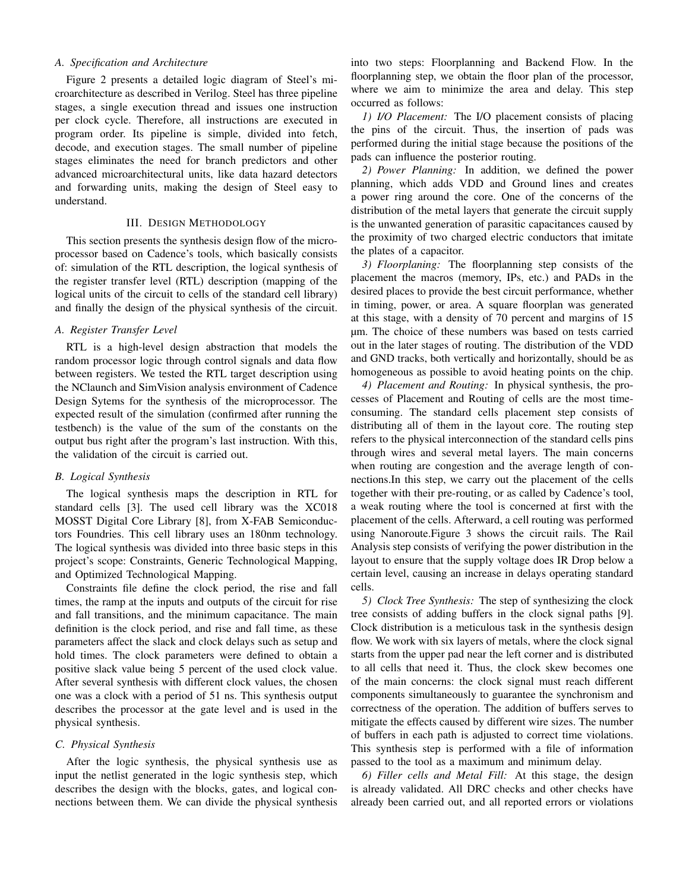### A. Specification and Architecture

Figure 2 presents a detailed logic diagram of Steel's microarchitecture as described in Verilog. Steel has three pipeline stages, a single execution thread and issues one instruction per clock cycle. Therefore, all instructions are executed in program order. Its pipeline is simple, divided into fetch, decode, and execution stages. The small number of pipeline stages eliminates the need for branch predictors and other advanced microarchitectural units, like data hazard detectors and forwarding units, making the design of Steel easy to understand.

## III. Design Methodology

This section presents the synthesis design flow of the microprocessor based on Cadence's tools, which basically consists of: simulation of the RTL description, the logical synthesis of the register transfer level (RTL) description (mapping of the logical units of the circuit to cells of the standard cell library) and finally the design of the physical synthesis of the circuit.

### A. Register Transfer Level

RTL is a high-level design abstraction that models the random processor logic through control signals and data flow between registers. We tested the RTL target description using the NClaunch and SimVision analysis environment of Cadence Design Sytems for the synthesis of the microprocessor. The expected result of the simulation (confirmed after running the testbench) is the value of the sum of the constants on the output bus right after the program's last instruction. With this, the validation of the circuit is carried out.

### B. Logical Synthesis

The logical synthesis maps the description in RTL for standard cells [3]. The used cell library was the XC018 MOSST Digital Core Library [8], from X-FAB Semiconductors Foundries. This cell library uses an 180nm technology. The logical synthesis was divided into three basic steps in this project's scope: Constraints, Generic Technological Mapping, and Optimized Technological Mapping.

Constraints file define the clock period, the rise and fall times, the ramp at the inputs and outputs of the circuit for rise and fall transitions, and the minimum capacitance. The main definition is the clock period, and rise and fall time, as these parameters affect the slack and clock delays such as setup and hold times. The clock parameters were defined to obtain a positive slack value being 5 percent of the used clock value. After several synthesis with different clock values, the chosen one was a clock with a period of 51 ns. This synthesis output describes the processor at the gate level and is used in the physical synthesis.

### C. Physical Synthesis

After the logic synthesis, the physical synthesis use as input the netlist generated in the logic synthesis step, which describes the design with the blocks, gates, and logical connections between them. We can divide the physical synthesis into two steps: Floorplanning and Backend Flow. In the floorplanning step, we obtain the floor plan of the processor, where we aim to minimize the area and delay. This step occurred as follows:

*1) I/O Placement:* The I/O placement consists of placing the pins of the circuit. Thus, the insertion of pads was performed during the initial stage because the positions of the pads can influence the posterior routing.

*2) Power Planning:* In addition, we defined the power planning, which adds VDD and Ground lines and creates a power ring around the core. One of the concerns of the distribution of the metal layers that generate the circuit supply is the unwanted generation of parasitic capacitances caused by the proximity of two charged electric conductors that imitate the plates of a capacitor.

*3) Floorplaning:* The floorplanning step consists of the placement the macros (memory, IPs, etc.) and PADs in the desired places to provide the best circuit performance, whether in timing, power, or area. A square floorplan was generated at this stage, with a density of 70 percent and margins of 15 μm. The choice of these numbers was based on tests carried out in the later stages of routing. The distribution of the VDD and GND tracks, both vertically and horizontally, should be as homogeneous as possible to avoid heating points on the chip.

*4) Placement and Routing:* In physical synthesis, the processes of Placement and Routing of cells are the most time-consuming. The standard cells placement step consists of distributing all of them in the layout core. The routing step refers to the physical interconnection of the standard cells pins through wires and several metal layers. The main concerns when routing are congestion and the average length of connections.In this step, we carry out the placement of the cells together with their pre-routing, or as called by Cadence's tool, a weak routing where the tool is concerned at first with the placement of the cells. Afterward, a cell routing was performed using Nanoroute.Figure 3 shows the circuit rails. The Rail Analysis step consists of verifying the power distribution in the layout to ensure that the supply voltage does IR Drop below a certain level, causing an increase in delays operating standard cells.

*5) Clock Tree Synthesis:* The step of synthesizing the clock tree consists of adding buffers in the clock signal paths [9]. Clock distribution is a meticulous task in the synthesis design flow. We work with six layers of metals, where the clock signal starts from the upper pad near the left corner and is distributed to all cells that need it. Thus, the clock skew becomes one of the main concerns: the clock signal must reach different components simultaneously to guarantee the synchronism and correctness of the operation. The addition of buffers serves to mitigate the effects caused by different wire sizes. The number of buffers in each path is adjusted to correct time violations. This synthesis step is performed with a file of information passed to the tool as a maximum and minimum delay.

*6) Filler cells and Metal Fill:* At this stage, the design is already validated. All DRC checks and other checks have already been carried out, and all reported errors or violations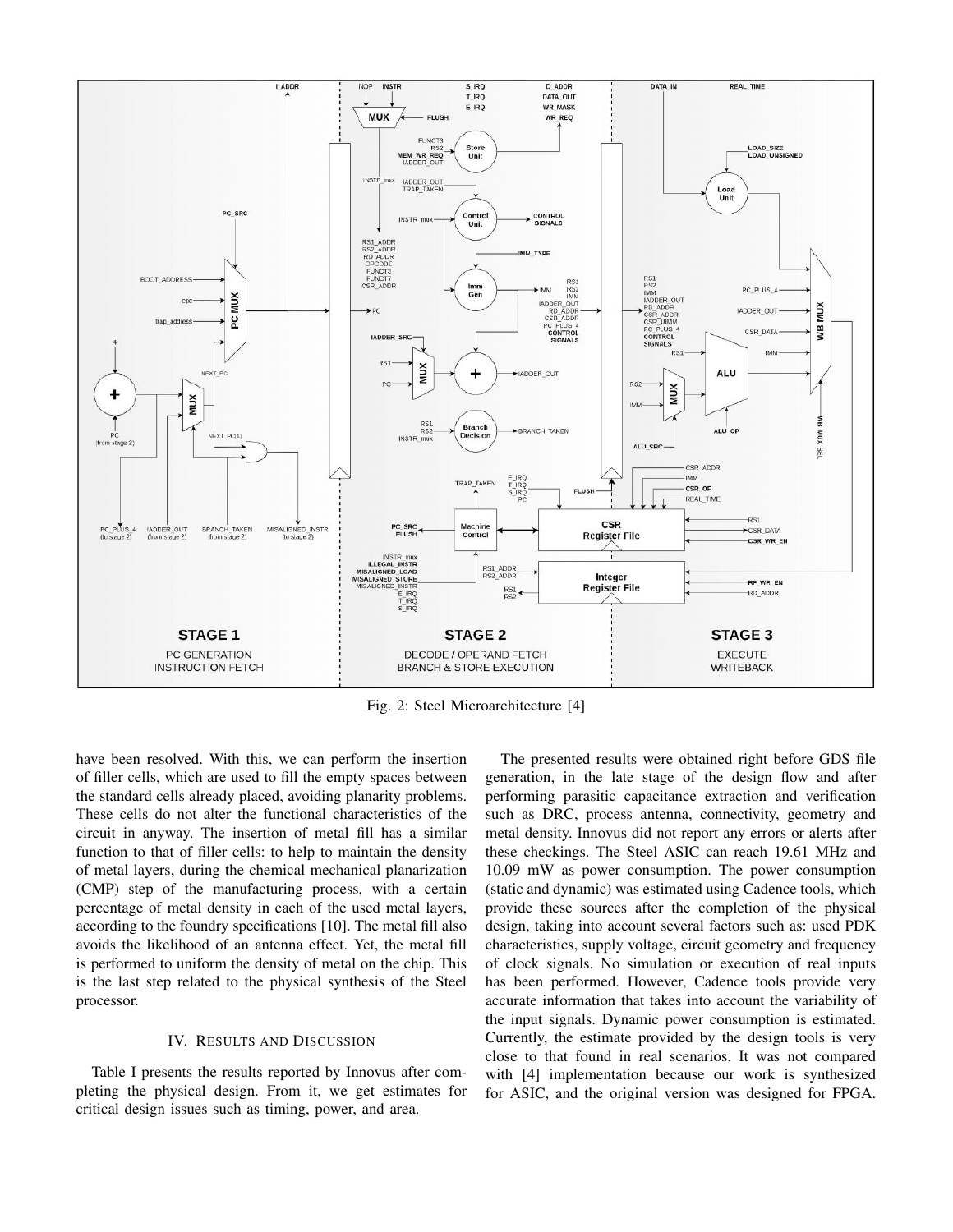Fig. 2: Steel Microarchitecture [4]

have been resolved. With this, we can perform the insertion of filler cells, which are used to fill the empty spaces between the standard cells already placed, avoiding planarity problems. These cells do not alter the functional characteristics of the circuit in anyway. The insertion of metal fill has a similar function to that of filler cells: to help to maintain the density of metal layers, during the chemical mechanical planarization (CMP) step of the manufacturing process, with a certain percentage of metal density in each of the used metal layers, according to the foundry specifications [10]. The metal fill also avoids the likelihood of an antenna effect. Yet, the metal fill is performed to uniform the density of metal on the chip. This is the last step related to the physical synthesis of the Steel processor.

## IV. Results and Discussion

Table I presents the results reported by Innovus after completing the physical design. From it, we get estimates for critical design issues such as timing, power, and area.

The presented results were obtained right before GDS file generation, in the late stage of the design flow and after performing parasitic capacitance extraction and verification such as DRC, process antenna, connectivity, geometry and metal density. Innovus did not report any errors or alerts after these checkings. The Steel ASIC can reach 19.61 MHz and 10.09 mW as power consumption. The power consumption (static and dynamic) was estimated using Cadence tools, which provide these sources after the completion of the physical design, taking into account several factors such as: used PDK characteristics, supply voltage, circuit geometry and frequency of clock signals. No simulation or execution of real inputs has been performed. However, Cadence tools provide very accurate information that takes into account the variability of the input signals. Dynamic power consumption is estimated. Currently, the estimate provided by the design tools is very close to that found in real scenarios. It was not compared with [4] implementation because our work is synthesized for ASIC, and the original version was designed for FPGA.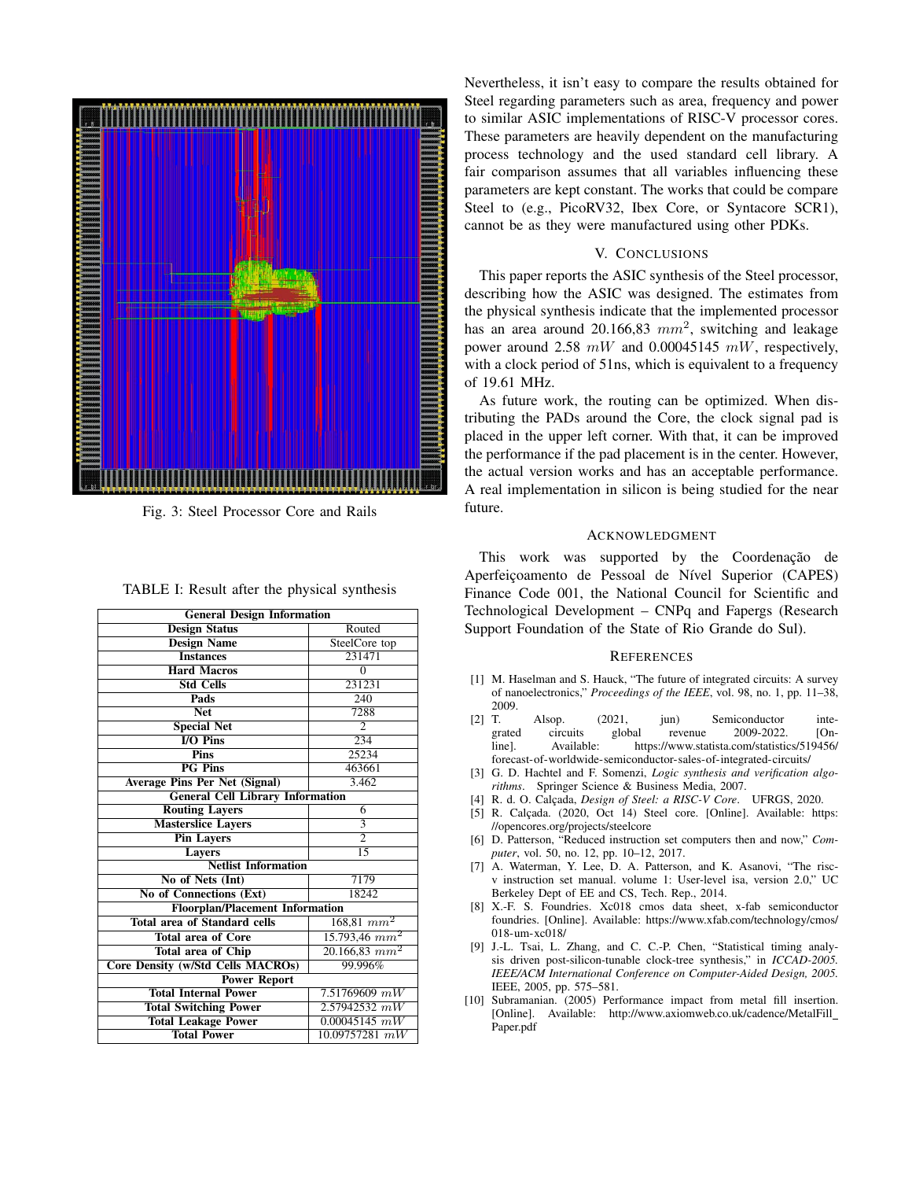Fig. 3: Steel Processor Core and Rails

TABLE I: Result after the physical synthesis

| General Design Information | |
|---|---|
| **Design Status** | Routed |
| **Design Name** | SteelCore top |
| **Instances** | 231471 |
| **Hard Macros** | 0 |
| **Std Cells** | 231231 |
| **Pads** | 240 |
| **Net** | 7288 |
| **Special Net** | 2 |
| **I/O Pins** | 234 |
| **Pins** | 25234 |
| **PG Pins** | 463661 |
| **Average Pins Per Net (Signal)** | 3.462 |
| **General Cell Library Information** | |
| **Routing Layers** | 6 |
| **Masterslice Layers** | 3 |
| **Pin Layers** | 2 |
| **Layers** | 15 |
| **Netlist Information** | |
| **No of Nets (Int)** | 7179 |
| **No of Connections (Ext)** | 18242 |
| **Floorplan/Placement Information** | |
| **Total area of Standard cells** | 168,81 $mm^2$ |
| **Total area of Core** | 15.793,46 $mm^2$ |
| **Total area of Chip** | 20.166,83 $mm^2$ |
| **Core Density (w/Std Cells MACROs)** | 99.996% |
| **Power Report** | |
| **Total Internal Power** | 7.51769609 $mW$ |
| **Total Switching Power** | 2.57942532 $mW$ |
| **Total Leakage Power** | 0.00045145 $mW$ |
| **Total Power** | 10.09757281 $mW$ |

Nevertheless, it isn't easy to compare the results obtained for Steel regarding parameters such as area, frequency and power to similar ASIC implementations of RISC-V processor cores. These parameters are heavily dependent on the manufacturing process technology and the used standard cell library. A fair comparison assumes that all variables influencing these parameters are kept constant. The works that could be compare Steel to (e.g., PicoRV32, Ibex Core, or Syntacore SCR1), cannot be as they were manufactured using other PDKs.

## V. Conclusions

This paper reports the ASIC synthesis of the Steel processor, describing how the ASIC was designed. The estimates from the physical synthesis indicate that the implemented processor has an area around 20.166,83 $mm^2$, switching and leakage power around 2.58 $mW$ and 0.00045145 $mW$, respectively, with a clock period of 51ns, which is equivalent to a frequency of 19.61 MHz.

As future work, the routing can be optimized. When distributing the PADs around the Core, the clock signal pad is placed in the upper left corner. With that, it can be improved the performance if the pad placement is in the center. However, the actual version works and has an acceptable performance. A real implementation in silicon is being studied for the near future.

## Acknowledgment

This work was supported by the Coordenação de Aperfeiçoamento de Pessoal de Nível Superior (CAPES) Finance Code 001, the National Council for Scientific and Technological Development – CNPq and Fapergs (Research Support Foundation of the State of Rio Grande do Sul).

## References

[1] M. Haselman and S. Hauck, "The future of integrated circuits: A survey of nanoelectronics," *Proceedings of the IEEE*, vol. 98, no. 1, pp. 11–38, 2009.

[2] T. Alsop. (2021, jun) Semiconductor integrated circuits global revenue 2009-2022. [Online]. Available: https://www.statista.com/statistics/519456/forecast-of-worldwide-semiconductor-sales-of-integrated-circuits/

[3] G. D. Hachtel and F. Somenzi, *Logic synthesis and verification algorithms*. Springer Science & Business Media, 2007.

[4] R. d. O. Calçada, *Design of Steel: a RISC-V Core*. UFRGS, 2020.

[5] R. Calçada. (2020, Oct 14) Steel core. [Online]. Available: https://opencores.org/projects/steelcore

[6] D. Patterson, "Reduced instruction set computers then and now," *Computer*, vol. 50, no. 12, pp. 10–12, 2017.

[7] A. Waterman, Y. Lee, D. A. Patterson, and K. Asanovi, "The risc-v instruction set manual. volume 1: User-level isa, version 2.0," UC Berkeley Dept of EE and CS, Tech. Rep., 2014.

[8] X.-F. S. Foundries. Xc018 cmos data sheet, x-fab semiconductor foundries. [Online]. Available: https://www.xfab.com/technology/cmos/018-um-xc018/

[9] J.-L. Tsai, L. Zhang, and C. C.-P. Chen, "Statistical timing analysis driven post-silicon-tunable clock-tree synthesis," in *ICCAD-2005. IEEE/ACM International Conference on Computer-Aided Design, 2005.* IEEE, 2005, pp. 575–581.

[10] Subramanian. (2005) Performance impact from metal fill insertion. [Online]. Available: http://www.axiomweb.co.uk/cadence/MetalFill_Paper.pdf